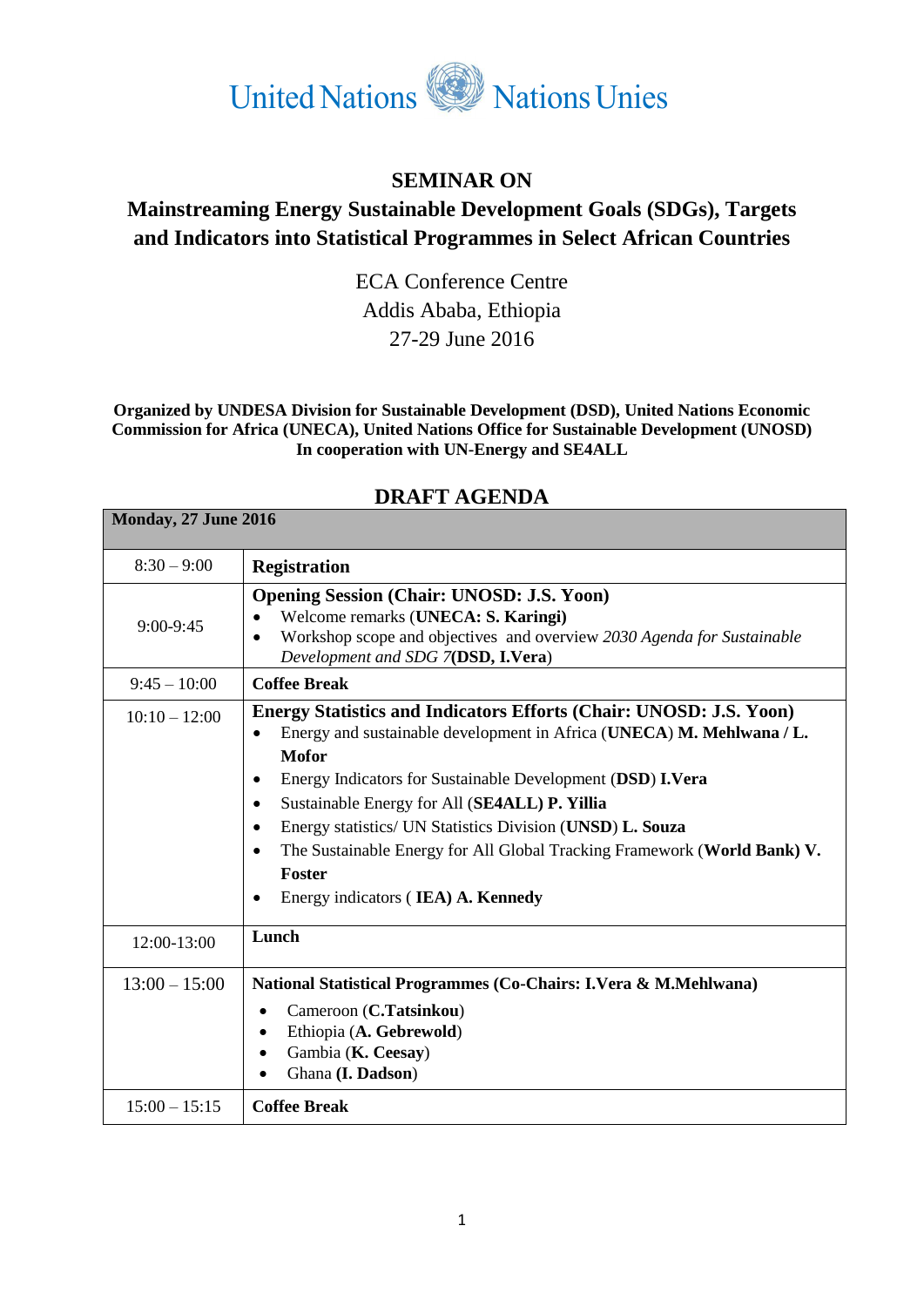United Nations Nations Unies

## SEMINAR ON

## Mainstreaming Energy Sustainable Development Goals (SDGs), Targets and Indicators into Statistical Programmes in Select African Countries

ECA Conference Centre
Addis Ababa, Ethiopia
27-29 June 2016

**Organized by UNDESA Division for Sustainable Development (DSD), United Nations Economic Commission for Africa (UNECA), United Nations Office for Sustainable Development (UNOSD) In cooperation with UN-Energy and SE4ALL**

## DRAFT AGENDA

| **Monday, 27 June 2016** | |
|---|---|
| 8:30 – 9:00 | **Registration** |
| 9:00-9:45 | **Opening Session (Chair: UNOSD: J.S. Yoon)**<br>• Welcome remarks (**UNECA: S. Karingi)**<br>• Workshop scope and objectives and overview *2030 Agenda for Sustainable Development and SDG 7*(**DSD, I.Vera**) |
| 9:45 – 10:00 | **Coffee Break** |
| 10:10 – 12:00 | **Energy Statistics and Indicators Efforts (Chair: UNOSD: J.S. Yoon)**<br>• Energy and sustainable development in Africa (**UNECA**) **M. Mehlwana / L. Mofor**<br>• Energy Indicators for Sustainable Development (**DSD**) **I.Vera**<br>• Sustainable Energy for All (**SE4ALL) P. Yillia**<br>• Energy statistics/ UN Statistics Division (**UNSD**) **L. Souza**<br>• The Sustainable Energy for All Global Tracking Framework (**World Bank) V. Foster**<br>• Energy indicators ( **IEA) A. Kennedy** |
| 12:00-13:00 | **Lunch** |
| 13:00 – 15:00 | **National Statistical Programmes (Co-Chairs: I.Vera & M.Mehlwana)**<br>• Cameroon (**C.Tatsinkou**)<br>• Ethiopia (**A. Gebrewold**)<br>• Gambia (**K. Ceesay**)<br>• Ghana **(I. Dadson**) |
| 15:00 – 15:15 | **Coffee Break** |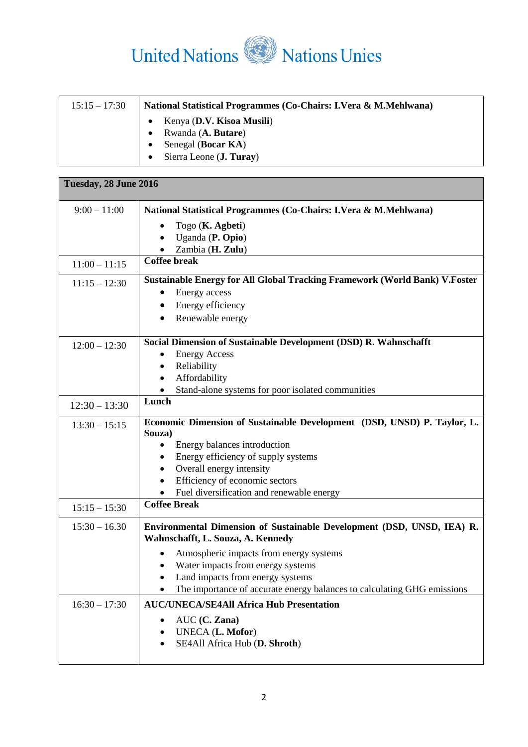| 15:15 – 17:30 | **National Statistical Programmes (Co-Chairs: I.Vera & M.Mehlwana)**<br>• Kenya (**D.V. Kisoa Musili**)<br>• Rwanda (**A. Butare**)<br>• Senegal (**Bocar KA**)<br>• Sierra Leone (**J. Turay**) |
|---|---|

| **Tuesday, 28 June 2016** | |
|---|---|
| 9:00 – 11:00 | **National Statistical Programmes (Co-Chairs: I.Vera & M.Mehlwana)**<br>• Togo (**K. Agbeti**)<br>• Uganda (**P. Opio**)<br>• Zambia (**H. Zulu**) |
| 11:00 – 11:15 | **Coffee break** |
| 11:15 – 12:30 | **Sustainable Energy for All Global Tracking Framework (World Bank) V.Foster**<br>• Energy access<br>• Energy efficiency<br>• Renewable energy |
| 12:00 – 12:30 | **Social Dimension of Sustainable Development (DSD) R. Wahnschafft**<br>• Energy Access<br>• Reliability<br>• Affordability<br>• Stand-alone systems for poor isolated communities |
| 12:30 – 13:30 | **Lunch** |
| 13:30 – 15:15 | **Economic Dimension of Sustainable Development (DSD, UNSD) P. Taylor, L. Souza)**<br>• Energy balances introduction<br>• Energy efficiency of supply systems<br>• Overall energy intensity<br>• Efficiency of economic sectors<br>• Fuel diversification and renewable energy |
| 15:15 – 15:30 | **Coffee Break** |
| 15:30 – 16.30 | **Environmental Dimension of Sustainable Development (DSD, UNSD, IEA) R. Wahnschafft, L. Souza, A. Kennedy**<br>• Atmospheric impacts from energy systems<br>• Water impacts from energy systems<br>• Land impacts from energy systems<br>• The importance of accurate energy balances to calculating GHG emissions |
| 16:30 – 17:30 | **AUC/UNECA/SE4All Africa Hub Presentation**<br>• AUC **(C. Zana)**<br>• UNECA (**L. Mofor**)<br>• SE4All Africa Hub (**D. Shroth**) |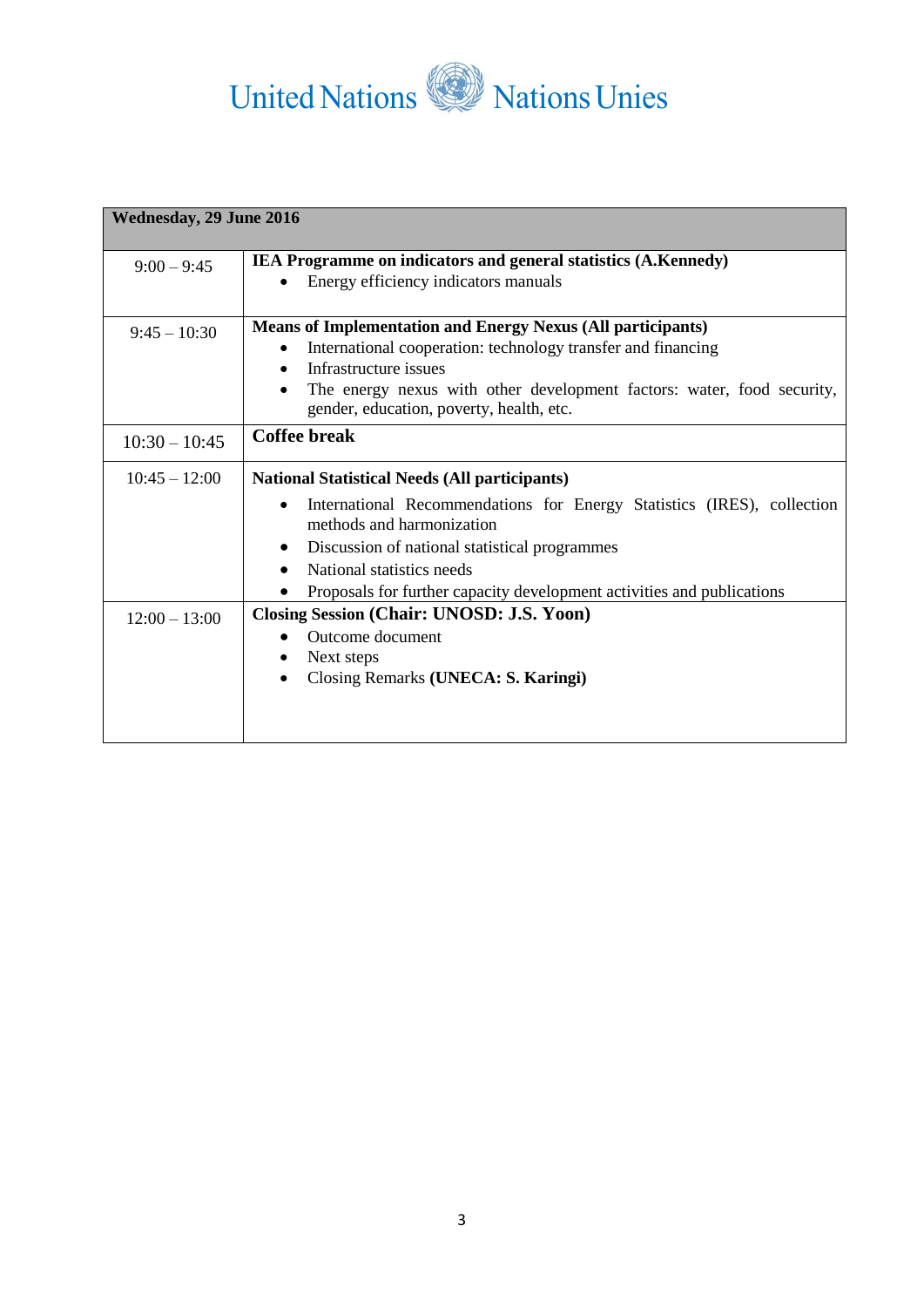United Nations Nations Unies

| Wednesday, 29 June 2016 | |
|---|---|
| 9:00 – 9:45 | **IEA Programme on indicators and general statistics (A.Kennedy)**<br>• Energy efficiency indicators manuals |
| 9:45 – 10:30 | **Means of Implementation and Energy Nexus (All participants)**<br>• International cooperation: technology transfer and financing<br>• Infrastructure issues<br>• The energy nexus with other development factors: water, food security, gender, education, poverty, health, etc. |
| 10:30 – 10:45 | **Coffee break** |
| 10:45 – 12:00 | **National Statistical Needs (All participants)**<br>• International Recommendations for Energy Statistics (IRES), collection methods and harmonization<br>• Discussion of national statistical programmes<br>• National statistics needs<br>• Proposals for further capacity development activities and publications |
| 12:00 – 13:00 | **Closing Session (Chair: UNOSD: J.S. Yoon)**<br>• Outcome document<br>• Next steps<br>• Closing Remarks **(UNECA: S. Karingi)** |